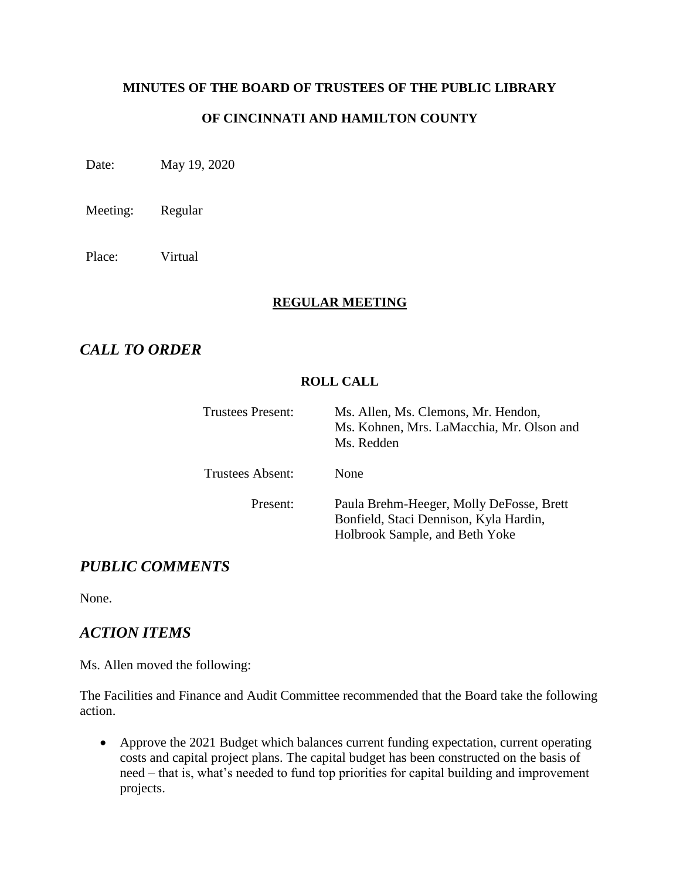**MINUTES OF THE BOARD OF TRUSTEES OF THE PUBLIC LIBRARY**

**OF CINCINNATI AND HAMILTON COUNTY**

Date: May 19, 2020

Meeting: Regular

Place: Virtual

**REGULAR MEETING**

## *CALL TO ORDER*

**ROLL CALL**

| | |
|---|---|
| Trustees Present: | Ms. Allen, Ms. Clemons, Mr. Hendon, Ms. Kohnen, Mrs. LaMacchia, Mr. Olson and Ms. Redden |
| Trustees Absent: | None |
| Present: | Paula Brehm-Heeger, Molly DeFosse, Brett Bonfield, Staci Dennison, Kyla Hardin, Holbrook Sample, and Beth Yoke |

## *PUBLIC COMMENTS*

None.

## *ACTION ITEMS*

Ms. Allen moved the following:

The Facilities and Finance and Audit Committee recommended that the Board take the following action.

- Approve the 2021 Budget which balances current funding expectation, current operating costs and capital project plans. The capital budget has been constructed on the basis of need – that is, what's needed to fund top priorities for capital building and improvement projects.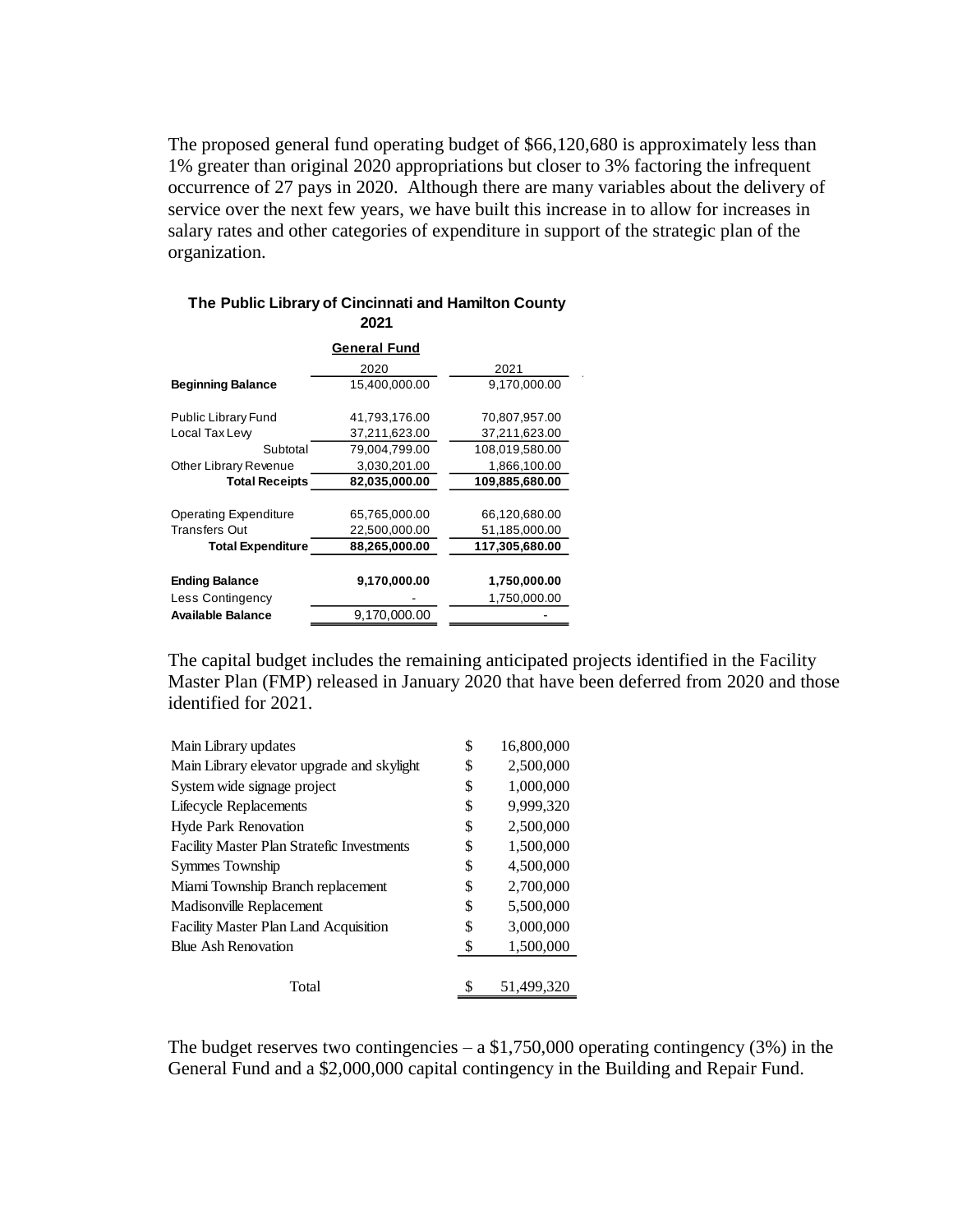The proposed general fund operating budget of $66,120,680 is approximately less than 1% greater than original 2020 appropriations but closer to 3% factoring the infrequent occurrence of 27 pays in 2020. Although there are many variables about the delivery of service over the next few years, we have built this increase in to allow for increases in salary rates and other categories of expenditure in support of the strategic plan of the organization.

**The Public Library of Cincinnati and Hamilton County**
**2021**

**General Fund**

| | 2020 | 2021 |
|---|---|---|
| **Beginning Balance** | 15,400,000.00 | 9,170,000.00 |
| | | |
| Public Library Fund | 41,793,176.00 | 70,807,957.00 |
| Local Tax Levy | 37,211,623.00 | 37,211,623.00 |
| Subtotal | 79,004,799.00 | 108,019,580.00 |
| Other Library Revenue | 3,030,201.00 | 1,866,100.00 |
| **Total Receipts** | **82,035,000.00** | **109,885,680.00** |
| | | |
| Operating Expenditure | 65,765,000.00 | 66,120,680.00 |
| Transfers Out | 22,500,000.00 | 51,185,000.00 |
| **Total Expenditure** | **88,265,000.00** | **117,305,680.00** |
| | | |
| **Ending Balance** | **9,170,000.00** | **1,750,000.00** |
| Less Contingency | - | 1,750,000.00 |
| **Available Balance** | 9,170,000.00 | - |

The capital budget includes the remaining anticipated projects identified in the Facility Master Plan (FMP) released in January 2020 that have been deferred from 2020 and those identified for 2021.

| | |
|---|---|
| Main Library updates | $ 16,800,000 |
| Main Library elevator upgrade and skylight | $ 2,500,000 |
| System wide signage project | $ 1,000,000 |
| Lifecycle Replacements | $ 9,999,320 |
| Hyde Park Renovation | $ 2,500,000 |
| Facility Master Plan Stratefic Investments | $ 1,500,000 |
| Symmes Township | $ 4,500,000 |
| Miami Township Branch replacement | $ 2,700,000 |
| Madisonville Replacement | $ 5,500,000 |
| Facility Master Plan Land Acquisition | $ 3,000,000 |
| Blue Ash Renovation | $ 1,500,000 |
| | |
| Total | $ 51,499,320 |

The budget reserves two contingencies – a $1,750,000 operating contingency (3%) in the General Fund and a $2,000,000 capital contingency in the Building and Repair Fund.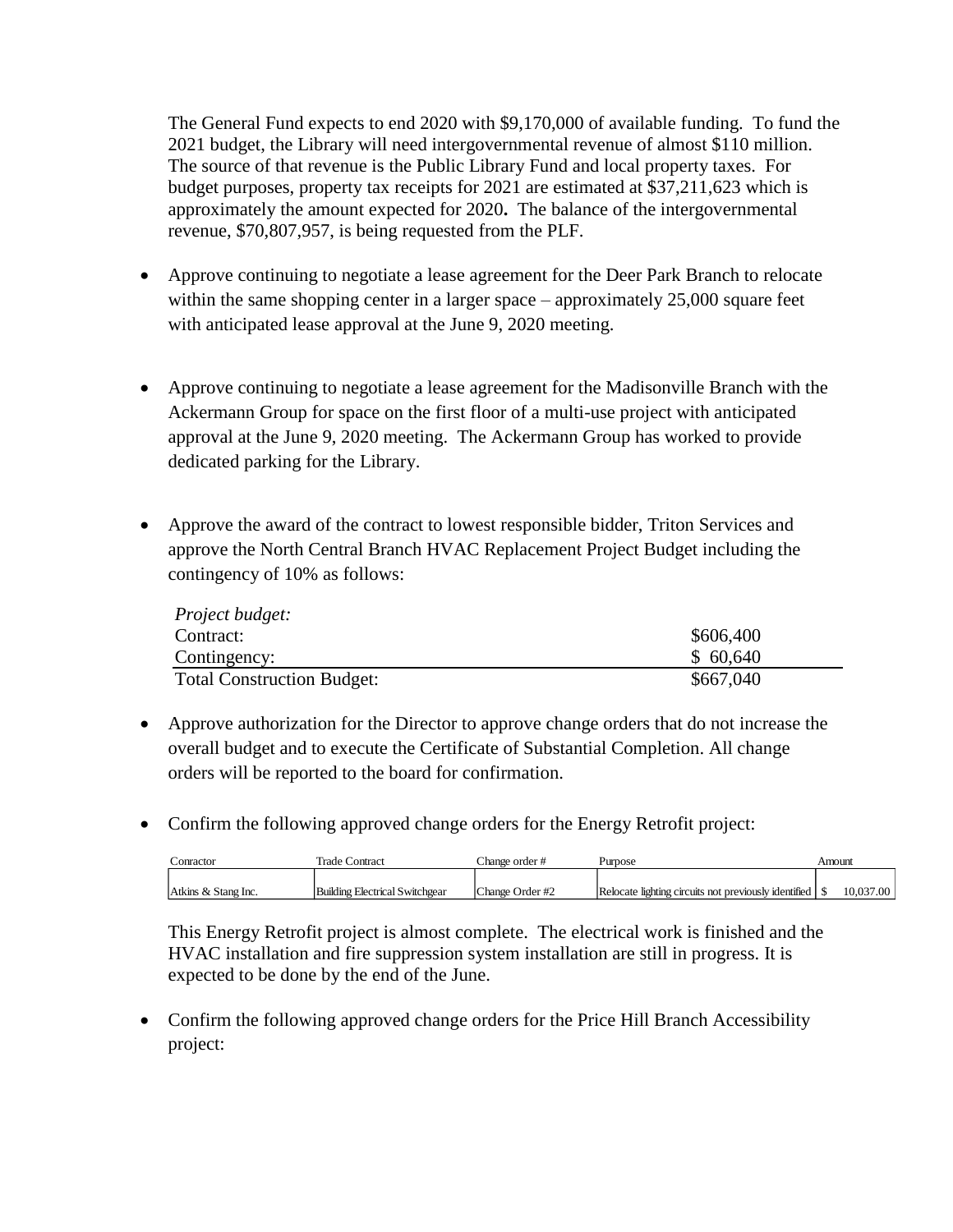The General Fund expects to end 2020 with $9,170,000 of available funding. To fund the 2021 budget, the Library will need intergovernmental revenue of almost $110 million. The source of that revenue is the Public Library Fund and local property taxes. For budget purposes, property tax receipts for 2021 are estimated at $37,211,623 which is approximately the amount expected for 2020**.** The balance of the intergovernmental revenue, $70,807,957, is being requested from the PLF.

- Approve continuing to negotiate a lease agreement for the Deer Park Branch to relocate within the same shopping center in a larger space – approximately 25,000 square feet with anticipated lease approval at the June 9, 2020 meeting.

- Approve continuing to negotiate a lease agreement for the Madisonville Branch with the Ackermann Group for space on the first floor of a multi-use project with anticipated approval at the June 9, 2020 meeting. The Ackermann Group has worked to provide dedicated parking for the Library.

- Approve the award of the contract to lowest responsible bidder, Triton Services and approve the North Central Branch HVAC Replacement Project Budget including the contingency of 10% as follows:

| *Project budget:* | |
|---|---|
| Contract: | $606,400 |
| Contingency: | $ 60,640 |
| Total Construction Budget: | $667,040 |

- Approve authorization for the Director to approve change orders that do not increase the overall budget and to execute the Certificate of Substantial Completion. All change orders will be reported to the board for confirmation.

- Confirm the following approved change orders for the Energy Retrofit project:

| Conractor | Trade Contract | Change order # | Purpose | Amount |
|---|---|---|---|---|
| Atkins & Stang Inc. | Building Electrical Switchgear | Change Order #2 | Relocate lighting circuits not previously identified | $ 10,037.00 |

This Energy Retrofit project is almost complete. The electrical work is finished and the HVAC installation and fire suppression system installation are still in progress. It is expected to be done by the end of the June.

- Confirm the following approved change orders for the Price Hill Branch Accessibility project: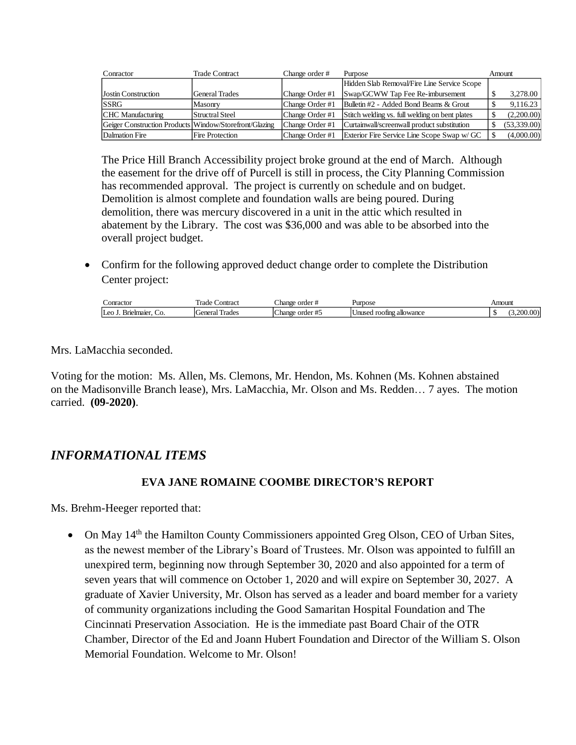| Conractor | Trade Contract | Change order # | Purpose | Amount |
|---|---|---|---|---|
| Jostin Construction | General Trades | Change Order #1 | Hidden Slab Removal/Fire Line Service Scope Swap/GCWW Tap Fee Re-imbursement | $ 3,278.00 |
| SSRG | Masonry | Change Order #1 | Bulletin #2 - Added Bond Beams & Grout | $ 9,116.23 |
| CHC Manufacturing | Structral Steel | Change Order #1 | Stitch welding vs. full welding on bent plates | $ (2,200.00) |
| Geiger Construction Products | Window/Storefront/Glazing | Change Order #1 | Curtainwall/screenwall product substitution | $ (53,339.00) |
| Dalmation Fire | Fire Protection | Change Order #1 | Exterior Fire Service Line Scope Swap w/ GC | $ (4,000.00) |

The Price Hill Branch Accessibility project broke ground at the end of March. Although the easement for the drive off of Purcell is still in process, the City Planning Commission has recommended approval. The project is currently on schedule and on budget. Demolition is almost complete and foundation walls are being poured. During demolition, there was mercury discovered in a unit in the attic which resulted in abatement by the Library. The cost was $36,000 and was able to be absorbed into the overall project budget.

- Confirm for the following approved deduct change order to complete the Distribution Center project:

| Conractor | Trade Contract | Change order # | Purpose | Amount |
|---|---|---|---|---|
| Leo J. Brielmaier, Co. | General Trades | Change order #5 | Unused roofing allowance | $ (3,200.00) |

Mrs. LaMacchia seconded.

Voting for the motion: Ms. Allen, Ms. Clemons, Mr. Hendon, Ms. Kohnen (Ms. Kohnen abstained on the Madisonville Branch lease), Mrs. LaMacchia, Mr. Olson and Ms. Redden… 7 ayes. The motion carried. **(09-2020)**.

## *INFORMATIONAL ITEMS*

### EVA JANE ROMAINE COOMBE DIRECTOR'S REPORT

Ms. Brehm-Heeger reported that:

- On May 14th the Hamilton County Commissioners appointed Greg Olson, CEO of Urban Sites, as the newest member of the Library's Board of Trustees. Mr. Olson was appointed to fulfill an unexpired term, beginning now through September 30, 2020 and also appointed for a term of seven years that will commence on October 1, 2020 and will expire on September 30, 2027. A graduate of Xavier University, Mr. Olson has served as a leader and board member for a variety of community organizations including the Good Samaritan Hospital Foundation and The Cincinnati Preservation Association. He is the immediate past Board Chair of the OTR Chamber, Director of the Ed and Joann Hubert Foundation and Director of the William S. Olson Memorial Foundation. Welcome to Mr. Olson!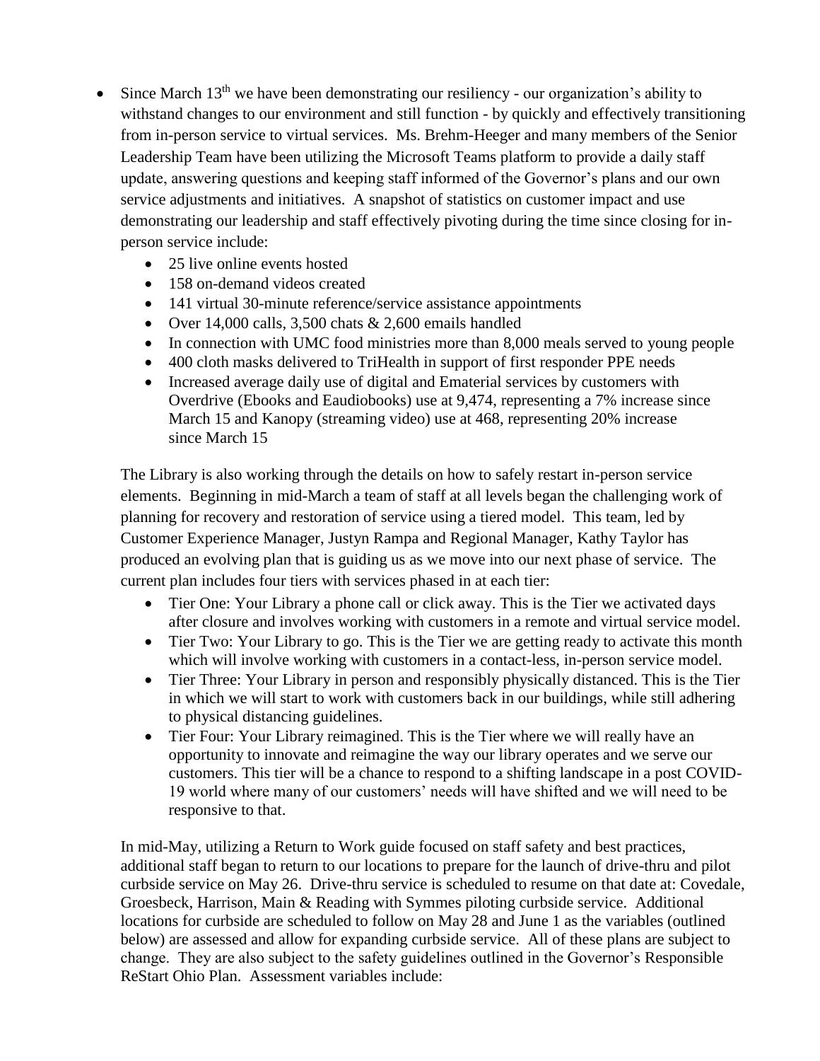- Since March 13th we have been demonstrating our resiliency - our organization's ability to withstand changes to our environment and still function - by quickly and effectively transitioning from in-person service to virtual services. Ms. Brehm-Heeger and many members of the Senior Leadership Team have been utilizing the Microsoft Teams platform to provide a daily staff update, answering questions and keeping staff informed of the Governor's plans and our own service adjustments and initiatives. A snapshot of statistics on customer impact and use demonstrating our leadership and staff effectively pivoting during the time since closing for in-person service include:
  - 25 live online events hosted
  - 158 on-demand videos created
  - 141 virtual 30-minute reference/service assistance appointments
  - Over 14,000 calls, 3,500 chats & 2,600 emails handled
  - In connection with UMC food ministries more than 8,000 meals served to young people
  - 400 cloth masks delivered to TriHealth in support of first responder PPE needs
  - Increased average daily use of digital and Ematerial services by customers with Overdrive (Ebooks and Eaudiobooks) use at 9,474, representing a 7% increase since March 15 and Kanopy (streaming video) use at 468, representing 20% increase since March 15

  The Library is also working through the details on how to safely restart in-person service elements. Beginning in mid-March a team of staff at all levels began the challenging work of planning for recovery and restoration of service using a tiered model. This team, led by Customer Experience Manager, Justyn Rampa and Regional Manager, Kathy Taylor has produced an evolving plan that is guiding us as we move into our next phase of service. The current plan includes four tiers with services phased in at each tier:

  - Tier One: Your Library a phone call or click away. This is the Tier we activated days after closure and involves working with customers in a remote and virtual service model.
  - Tier Two: Your Library to go. This is the Tier we are getting ready to activate this month which will involve working with customers in a contact-less, in-person service model.
  - Tier Three: Your Library in person and responsibly physically distanced. This is the Tier in which we will start to work with customers back in our buildings, while still adhering to physical distancing guidelines.
  - Tier Four: Your Library reimagined. This is the Tier where we will really have an opportunity to innovate and reimagine the way our library operates and we serve our customers. This tier will be a chance to respond to a shifting landscape in a post COVID-19 world where many of our customers' needs will have shifted and we will need to be responsive to that.

  In mid-May, utilizing a Return to Work guide focused on staff safety and best practices, additional staff began to return to our locations to prepare for the launch of drive-thru and pilot curbside service on May 26. Drive-thru service is scheduled to resume on that date at: Covedale, Groesbeck, Harrison, Main & Reading with Symmes piloting curbside service. Additional locations for curbside are scheduled to follow on May 28 and June 1 as the variables (outlined below) are assessed and allow for expanding curbside service. All of these plans are subject to change. They are also subject to the safety guidelines outlined in the Governor's Responsible ReStart Ohio Plan. Assessment variables include: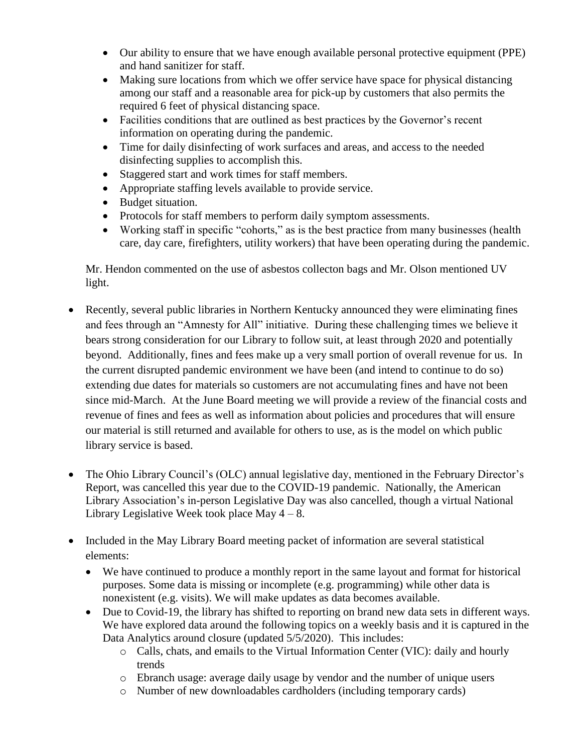- Our ability to ensure that we have enough available personal protective equipment (PPE) and hand sanitizer for staff.
- Making sure locations from which we offer service have space for physical distancing among our staff and a reasonable area for pick-up by customers that also permits the required 6 feet of physical distancing space.
- Facilities conditions that are outlined as best practices by the Governor's recent information on operating during the pandemic.
- Time for daily disinfecting of work surfaces and areas, and access to the needed disinfecting supplies to accomplish this.
- Staggered start and work times for staff members.
- Appropriate staffing levels available to provide service.
- Budget situation.
- Protocols for staff members to perform daily symptom assessments.
- Working staff in specific "cohorts," as is the best practice from many businesses (health care, day care, firefighters, utility workers) that have been operating during the pandemic.

Mr. Hendon commented on the use of asbestos collecton bags and Mr. Olson mentioned UV light.

- Recently, several public libraries in Northern Kentucky announced they were eliminating fines and fees through an "Amnesty for All" initiative. During these challenging times we believe it bears strong consideration for our Library to follow suit, at least through 2020 and potentially beyond. Additionally, fines and fees make up a very small portion of overall revenue for us. In the current disrupted pandemic environment we have been (and intend to continue to do so) extending due dates for materials so customers are not accumulating fines and have not been since mid-March. At the June Board meeting we will provide a review of the financial costs and revenue of fines and fees as well as information about policies and procedures that will ensure our material is still returned and available for others to use, as is the model on which public library service is based.

- The Ohio Library Council's (OLC) annual legislative day, mentioned in the February Director's Report, was cancelled this year due to the COVID-19 pandemic. Nationally, the American Library Association's in-person Legislative Day was also cancelled, though a virtual National Library Legislative Week took place May 4 – 8.

- Included in the May Library Board meeting packet of information are several statistical elements:
  - We have continued to produce a monthly report in the same layout and format for historical purposes. Some data is missing or incomplete (e.g. programming) while other data is nonexistent (e.g. visits). We will make updates as data becomes available.
  - Due to Covid-19, the library has shifted to reporting on brand new data sets in different ways. We have explored data around the following topics on a weekly basis and it is captured in the Data Analytics around closure (updated 5/5/2020). This includes:
    - Calls, chats, and emails to the Virtual Information Center (VIC): daily and hourly trends
    - Ebranch usage: average daily usage by vendor and the number of unique users
    - Number of new downloadables cardholders (including temporary cards)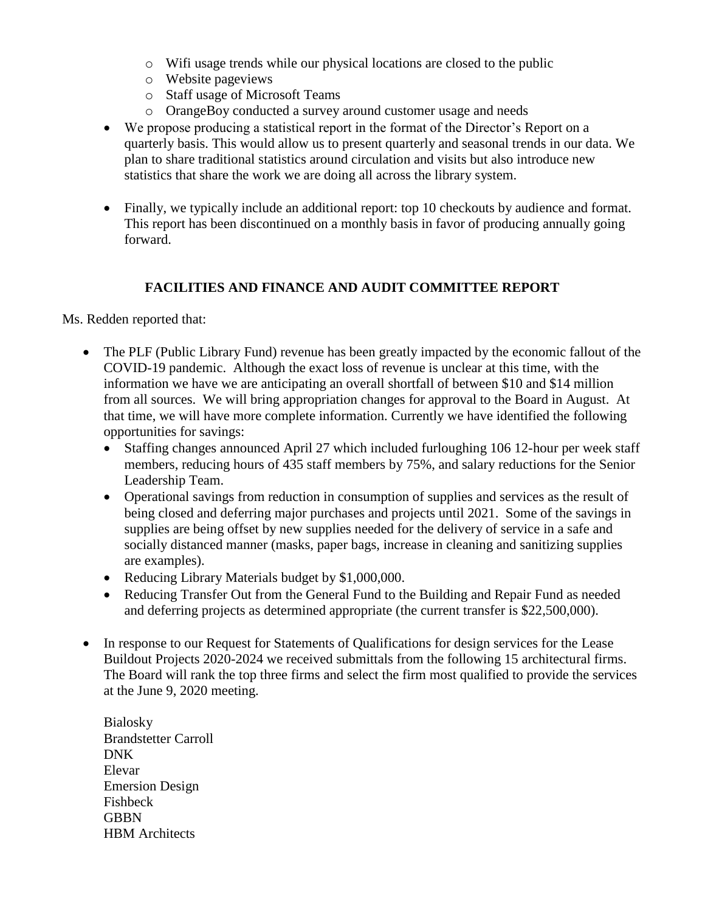- Wifi usage trends while our physical locations are closed to the public
  - Website pageviews
  - Staff usage of Microsoft Teams
  - OrangeBoy conducted a survey around customer usage and needs
- We propose producing a statistical report in the format of the Director's Report on a quarterly basis. This would allow us to present quarterly and seasonal trends in our data. We plan to share traditional statistics around circulation and visits but also introduce new statistics that share the work we are doing all across the library system.
- Finally, we typically include an additional report: top 10 checkouts by audience and format. This report has been discontinued on a monthly basis in favor of producing annually going forward.

## FACILITIES AND FINANCE AND AUDIT COMMITTEE REPORT

Ms. Redden reported that:

- The PLF (Public Library Fund) revenue has been greatly impacted by the economic fallout of the COVID-19 pandemic. Although the exact loss of revenue is unclear at this time, with the information we have we are anticipating an overall shortfall of between $10 and $14 million from all sources. We will bring appropriation changes for approval to the Board in August. At that time, we will have more complete information. Currently we have identified the following opportunities for savings:
  - Staffing changes announced April 27 which included furloughing 106 12-hour per week staff members, reducing hours of 435 staff members by 75%, and salary reductions for the Senior Leadership Team.
  - Operational savings from reduction in consumption of supplies and services as the result of being closed and deferring major purchases and projects until 2021. Some of the savings in supplies are being offset by new supplies needed for the delivery of service in a safe and socially distanced manner (masks, paper bags, increase in cleaning and sanitizing supplies are examples).
  - Reducing Library Materials budget by $1,000,000.
  - Reducing Transfer Out from the General Fund to the Building and Repair Fund as needed and deferring projects as determined appropriate (the current transfer is $22,500,000).
- In response to our Request for Statements of Qualifications for design services for the Lease Buildout Projects 2020-2024 we received submittals from the following 15 architectural firms. The Board will rank the top three firms and select the firm most qualified to provide the services at the June 9, 2020 meeting.

  Bialosky
  Brandstetter Carroll
  DNK
  Elevar
  Emersion Design
  Fishbeck
  GBBN
  HBM Architects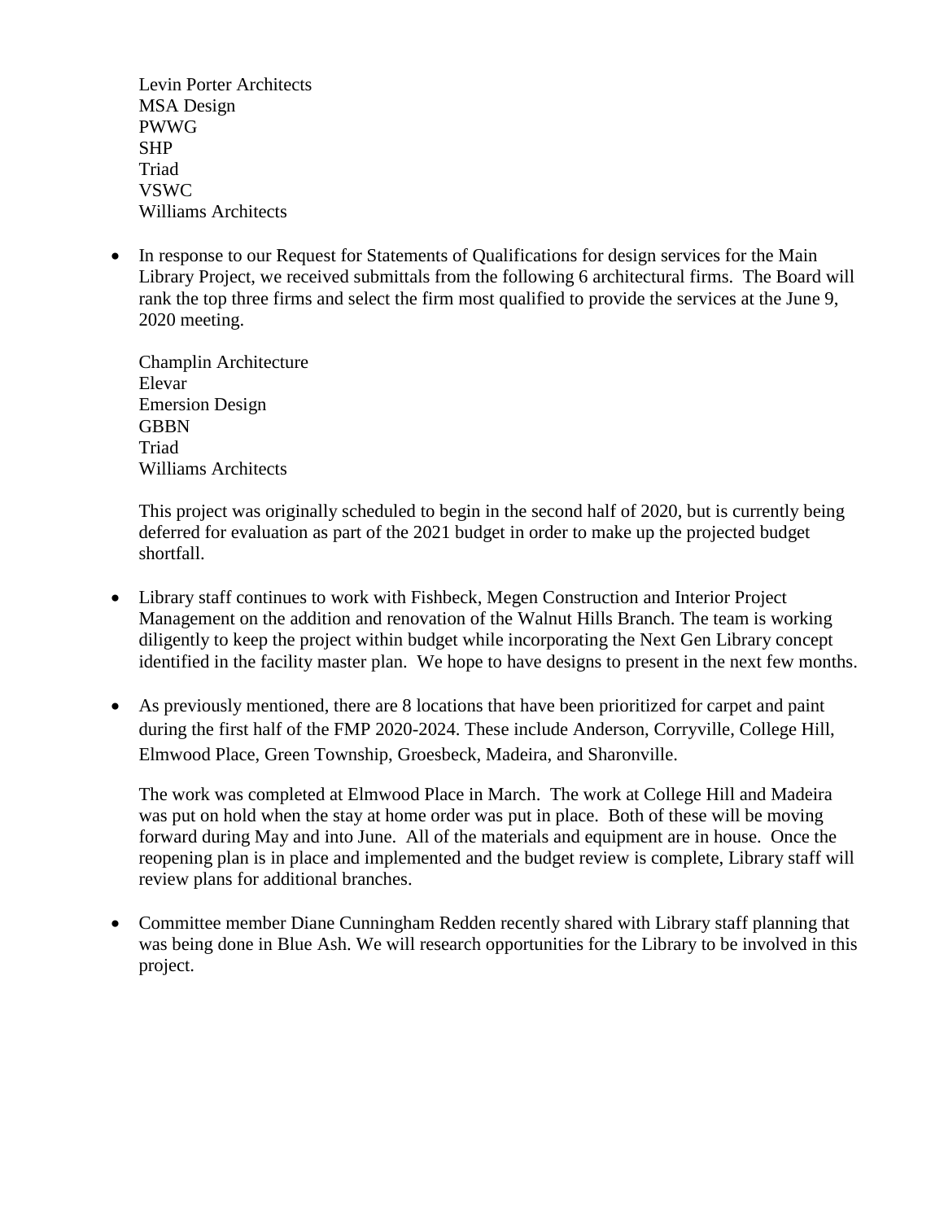Levin Porter Architects
MSA Design
PWWG
SHP
Triad
VSWC
Williams Architects

- In response to our Request for Statements of Qualifications for design services for the Main Library Project, we received submittals from the following 6 architectural firms. The Board will rank the top three firms and select the firm most qualified to provide the services at the June 9, 2020 meeting.

  Champlin Architecture
  Elevar
  Emersion Design
  GBBN
  Triad
  Williams Architects

  This project was originally scheduled to begin in the second half of 2020, but is currently being deferred for evaluation as part of the 2021 budget in order to make up the projected budget shortfall.

- Library staff continues to work with Fishbeck, Megen Construction and Interior Project Management on the addition and renovation of the Walnut Hills Branch. The team is working diligently to keep the project within budget while incorporating the Next Gen Library concept identified in the facility master plan. We hope to have designs to present in the next few months.

- As previously mentioned, there are 8 locations that have been prioritized for carpet and paint during the first half of the FMP 2020-2024. These include Anderson, Corryville, College Hill, Elmwood Place, Green Township, Groesbeck, Madeira, and Sharonville.

  The work was completed at Elmwood Place in March. The work at College Hill and Madeira was put on hold when the stay at home order was put in place. Both of these will be moving forward during May and into June. All of the materials and equipment are in house. Once the reopening plan is in place and implemented and the budget review is complete, Library staff will review plans for additional branches.

- Committee member Diane Cunningham Redden recently shared with Library staff planning that was being done in Blue Ash. We will research opportunities for the Library to be involved in this project.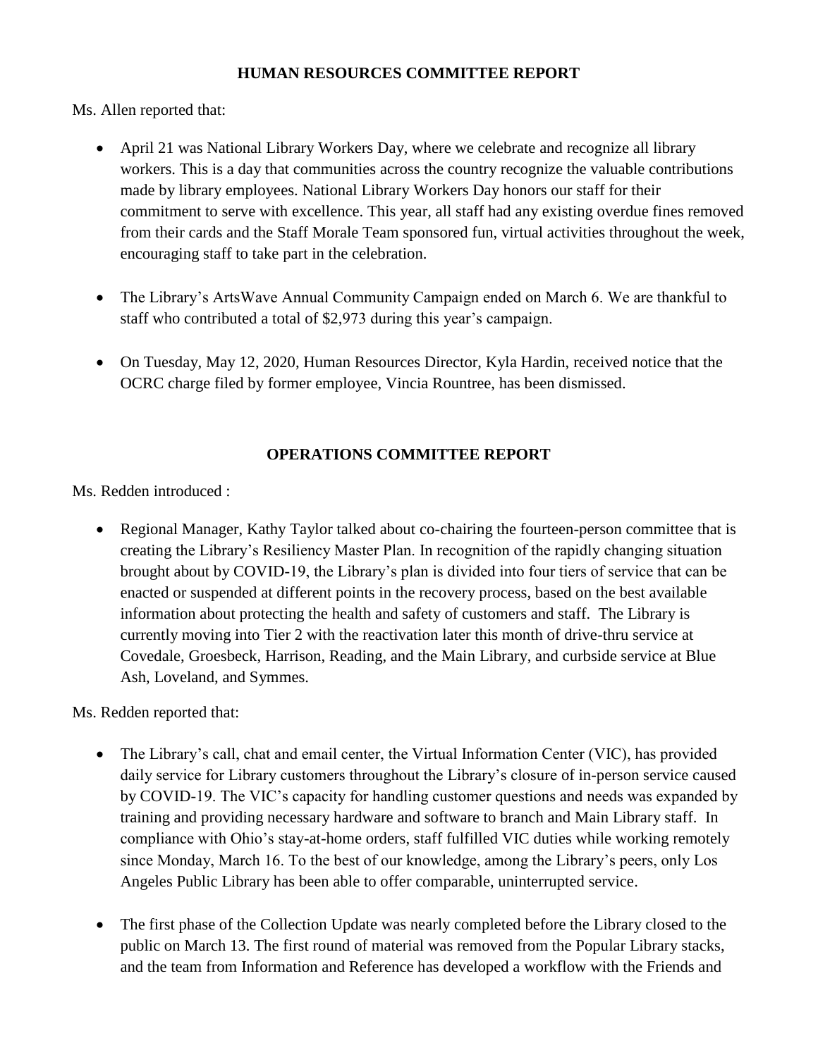## HUMAN RESOURCES COMMITTEE REPORT

Ms. Allen reported that:

- April 21 was National Library Workers Day, where we celebrate and recognize all library workers. This is a day that communities across the country recognize the valuable contributions made by library employees. National Library Workers Day honors our staff for their commitment to serve with excellence. This year, all staff had any existing overdue fines removed from their cards and the Staff Morale Team sponsored fun, virtual activities throughout the week, encouraging staff to take part in the celebration.

- The Library's ArtsWave Annual Community Campaign ended on March 6. We are thankful to staff who contributed a total of $2,973 during this year's campaign.

- On Tuesday, May 12, 2020, Human Resources Director, Kyla Hardin, received notice that the OCRC charge filed by former employee, Vincia Rountree, has been dismissed.

## OPERATIONS COMMITTEE REPORT

Ms. Redden introduced :

- Regional Manager, Kathy Taylor talked about co-chairing the fourteen-person committee that is creating the Library's Resiliency Master Plan. In recognition of the rapidly changing situation brought about by COVID-19, the Library's plan is divided into four tiers of service that can be enacted or suspended at different points in the recovery process, based on the best available information about protecting the health and safety of customers and staff. The Library is currently moving into Tier 2 with the reactivation later this month of drive-thru service at Covedale, Groesbeck, Harrison, Reading, and the Main Library, and curbside service at Blue Ash, Loveland, and Symmes.

Ms. Redden reported that:

- The Library's call, chat and email center, the Virtual Information Center (VIC), has provided daily service for Library customers throughout the Library's closure of in-person service caused by COVID-19. The VIC's capacity for handling customer questions and needs was expanded by training and providing necessary hardware and software to branch and Main Library staff. In compliance with Ohio's stay-at-home orders, staff fulfilled VIC duties while working remotely since Monday, March 16. To the best of our knowledge, among the Library's peers, only Los Angeles Public Library has been able to offer comparable, uninterrupted service.

- The first phase of the Collection Update was nearly completed before the Library closed to the public on March 13. The first round of material was removed from the Popular Library stacks, and the team from Information and Reference has developed a workflow with the Friends and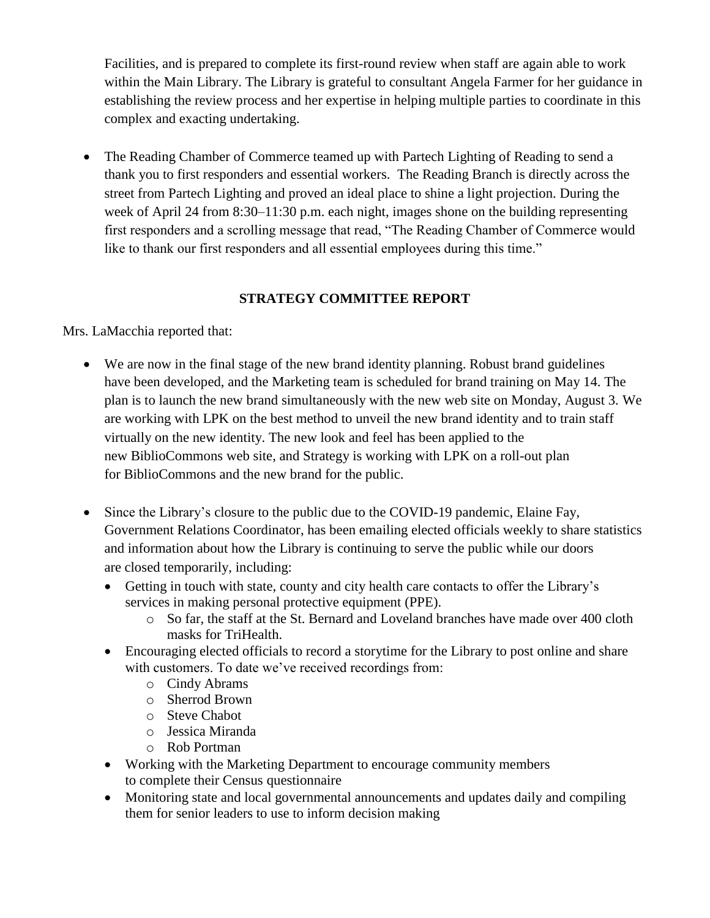Facilities, and is prepared to complete its first-round review when staff are again able to work within the Main Library. The Library is grateful to consultant Angela Farmer for her guidance in establishing the review process and her expertise in helping multiple parties to coordinate in this complex and exacting undertaking.

- The Reading Chamber of Commerce teamed up with Partech Lighting of Reading to send a thank you to first responders and essential workers. The Reading Branch is directly across the street from Partech Lighting and proved an ideal place to shine a light projection. During the week of April 24 from 8:30–11:30 p.m. each night, images shone on the building representing first responders and a scrolling message that read, "The Reading Chamber of Commerce would like to thank our first responders and all essential employees during this time."

## STRATEGY COMMITTEE REPORT

Mrs. LaMacchia reported that:

- We are now in the final stage of the new brand identity planning. Robust brand guidelines have been developed, and the Marketing team is scheduled for brand training on May 14. The plan is to launch the new brand simultaneously with the new web site on Monday, August 3. We are working with LPK on the best method to unveil the new brand identity and to train staff virtually on the new identity. The new look and feel has been applied to the new BiblioCommons web site, and Strategy is working with LPK on a roll-out plan for BiblioCommons and the new brand for the public.

- Since the Library's closure to the public due to the COVID-19 pandemic, Elaine Fay, Government Relations Coordinator, has been emailing elected officials weekly to share statistics and information about how the Library is continuing to serve the public while our doors are closed temporarily, including:
  - Getting in touch with state, county and city health care contacts to offer the Library's services in making personal protective equipment (PPE).
    - So far, the staff at the St. Bernard and Loveland branches have made over 400 cloth masks for TriHealth.
  - Encouraging elected officials to record a storytime for the Library to post online and share with customers. To date we've received recordings from:
    - Cindy Abrams
    - Sherrod Brown
    - Steve Chabot
    - Jessica Miranda
    - Rob Portman
  - Working with the Marketing Department to encourage community members to complete their Census questionnaire
  - Monitoring state and local governmental announcements and updates daily and compiling them for senior leaders to use to inform decision making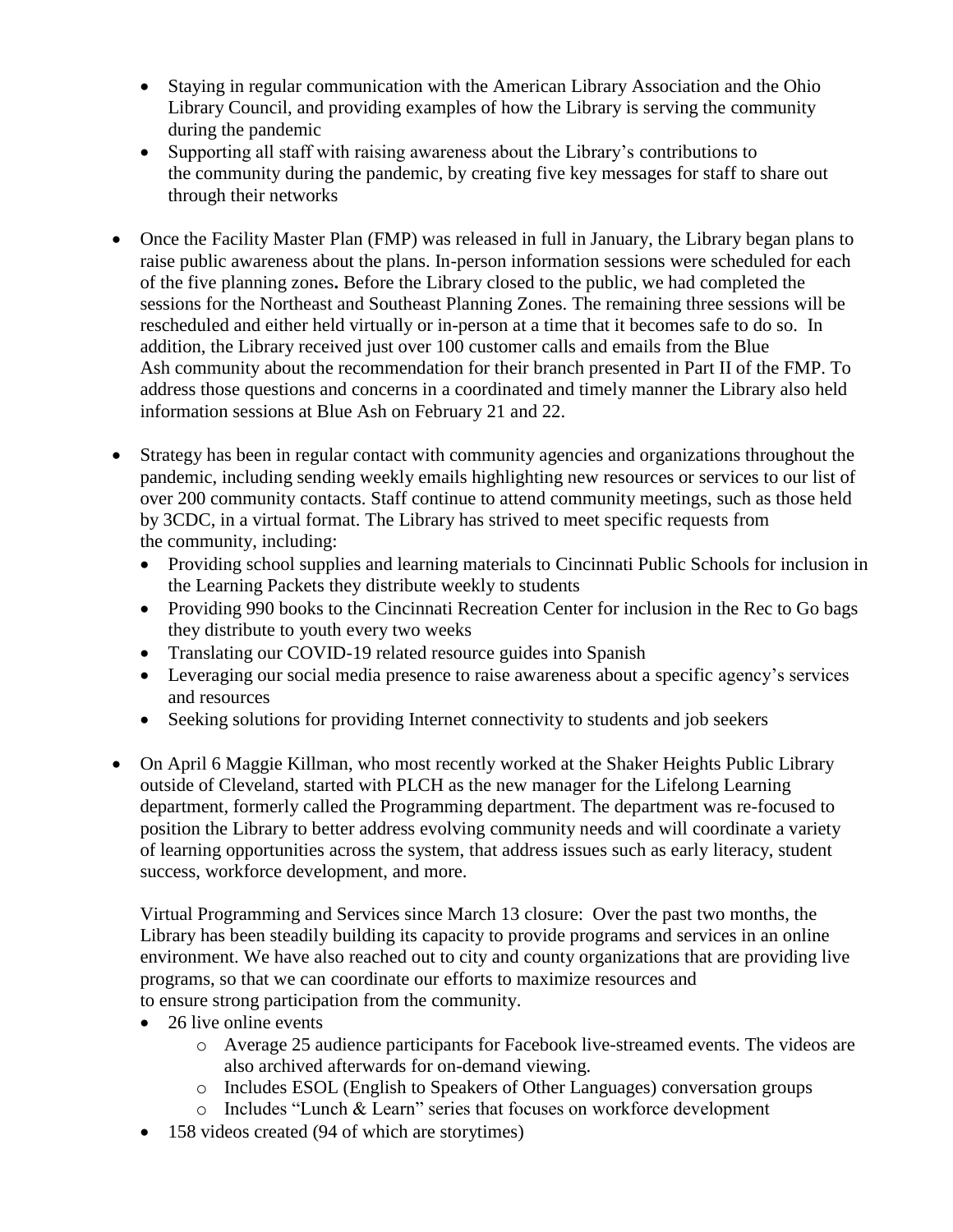- Staying in regular communication with the American Library Association and the Ohio Library Council, and providing examples of how the Library is serving the community during the pandemic
- Supporting all staff with raising awareness about the Library's contributions to the community during the pandemic, by creating five key messages for staff to share out through their networks

- Once the Facility Master Plan (FMP) was released in full in January, the Library began plans to raise public awareness about the plans. In-person information sessions were scheduled for each of the five planning zones**.** Before the Library closed to the public, we had completed the sessions for the Northeast and Southeast Planning Zones. The remaining three sessions will be rescheduled and either held virtually or in-person at a time that it becomes safe to do so. In addition, the Library received just over 100 customer calls and emails from the Blue Ash community about the recommendation for their branch presented in Part II of the FMP. To address those questions and concerns in a coordinated and timely manner the Library also held information sessions at Blue Ash on February 21 and 22.

- Strategy has been in regular contact with community agencies and organizations throughout the pandemic, including sending weekly emails highlighting new resources or services to our list of over 200 community contacts. Staff continue to attend community meetings, such as those held by 3CDC, in a virtual format. The Library has strived to meet specific requests from the community, including:
  - Providing school supplies and learning materials to Cincinnati Public Schools for inclusion in the Learning Packets they distribute weekly to students
  - Providing 990 books to the Cincinnati Recreation Center for inclusion in the Rec to Go bags they distribute to youth every two weeks
  - Translating our COVID-19 related resource guides into Spanish
  - Leveraging our social media presence to raise awareness about a specific agency's services and resources
  - Seeking solutions for providing Internet connectivity to students and job seekers

- On April 6 Maggie Killman, who most recently worked at the Shaker Heights Public Library outside of Cleveland, started with PLCH as the new manager for the Lifelong Learning department, formerly called the Programming department. The department was re-focused to position the Library to better address evolving community needs and will coordinate a variety of learning opportunities across the system, that address issues such as early literacy, student success, workforce development, and more.

  Virtual Programming and Services since March 13 closure: Over the past two months, the Library has been steadily building its capacity to provide programs and services in an online environment. We have also reached out to city and county organizations that are providing live programs, so that we can coordinate our efforts to maximize resources and to ensure strong participation from the community.
  - 26 live online events
    - Average 25 audience participants for Facebook live-streamed events. The videos are also archived afterwards for on-demand viewing.
    - Includes ESOL (English to Speakers of Other Languages) conversation groups
    - Includes "Lunch & Learn" series that focuses on workforce development
  - 158 videos created (94 of which are storytimes)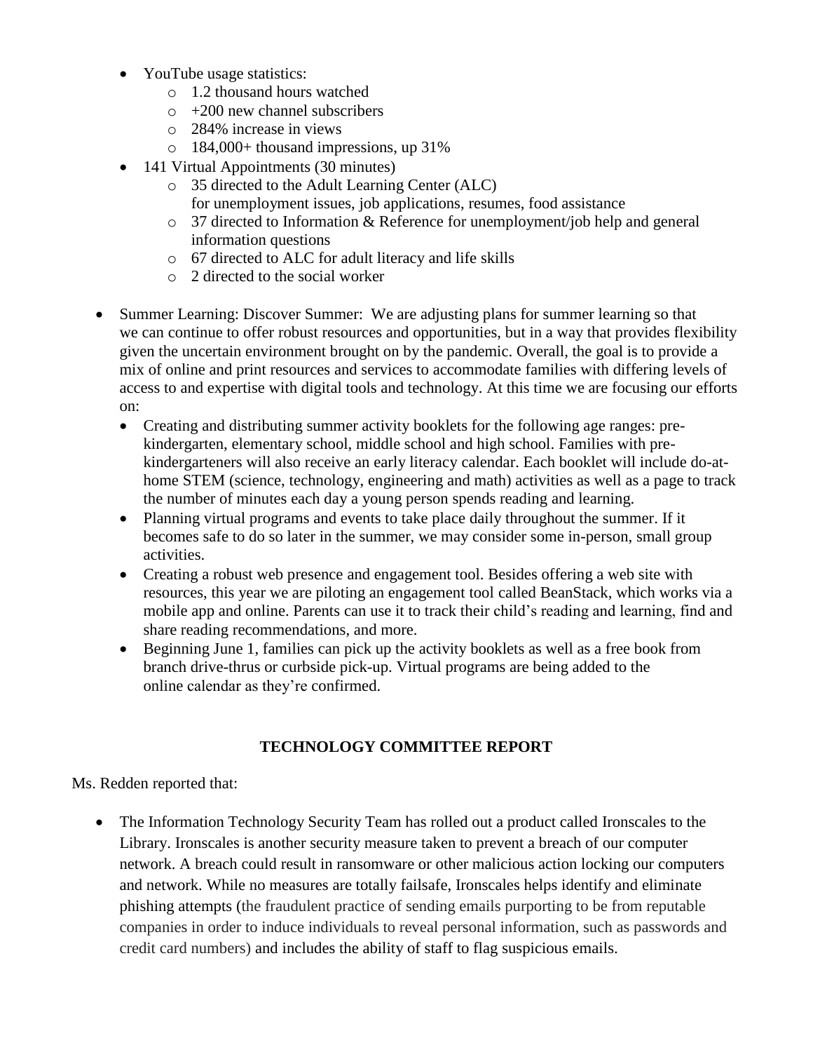- YouTube usage statistics:
  - 1.2 thousand hours watched
  - +200 new channel subscribers
  - 284% increase in views
  - 184,000+ thousand impressions, up 31%
- 141 Virtual Appointments (30 minutes)
  - 35 directed to the Adult Learning Center (ALC) for unemployment issues, job applications, resumes, food assistance
  - 37 directed to Information & Reference for unemployment/job help and general information questions
  - 67 directed to ALC for adult literacy and life skills
  - 2 directed to the social worker

- Summer Learning: Discover Summer: We are adjusting plans for summer learning so that we can continue to offer robust resources and opportunities, but in a way that provides flexibility given the uncertain environment brought on by the pandemic. Overall, the goal is to provide a mix of online and print resources and services to accommodate families with differing levels of access to and expertise with digital tools and technology. At this time we are focusing our efforts on:
  - Creating and distributing summer activity booklets for the following age ranges: pre-kindergarten, elementary school, middle school and high school. Families with pre-kindergarteners will also receive an early literacy calendar. Each booklet will include do-at-home STEM (science, technology, engineering and math) activities as well as a page to track the number of minutes each day a young person spends reading and learning.
  - Planning virtual programs and events to take place daily throughout the summer. If it becomes safe to do so later in the summer, we may consider some in-person, small group activities.
  - Creating a robust web presence and engagement tool. Besides offering a web site with resources, this year we are piloting an engagement tool called BeanStack, which works via a mobile app and online. Parents can use it to track their child's reading and learning, find and share reading recommendations, and more.
  - Beginning June 1, families can pick up the activity booklets as well as a free book from branch drive-thrus or curbside pick-up. Virtual programs are being added to the online calendar as they're confirmed.

## TECHNOLOGY COMMITTEE REPORT

Ms. Redden reported that:

- The Information Technology Security Team has rolled out a product called Ironscales to the Library. Ironscales is another security measure taken to prevent a breach of our computer network. A breach could result in ransomware or other malicious action locking our computers and network. While no measures are totally failsafe, Ironscales helps identify and eliminate phishing attempts (the fraudulent practice of sending emails purporting to be from reputable companies in order to induce individuals to reveal personal information, such as passwords and credit card numbers) and includes the ability of staff to flag suspicious emails.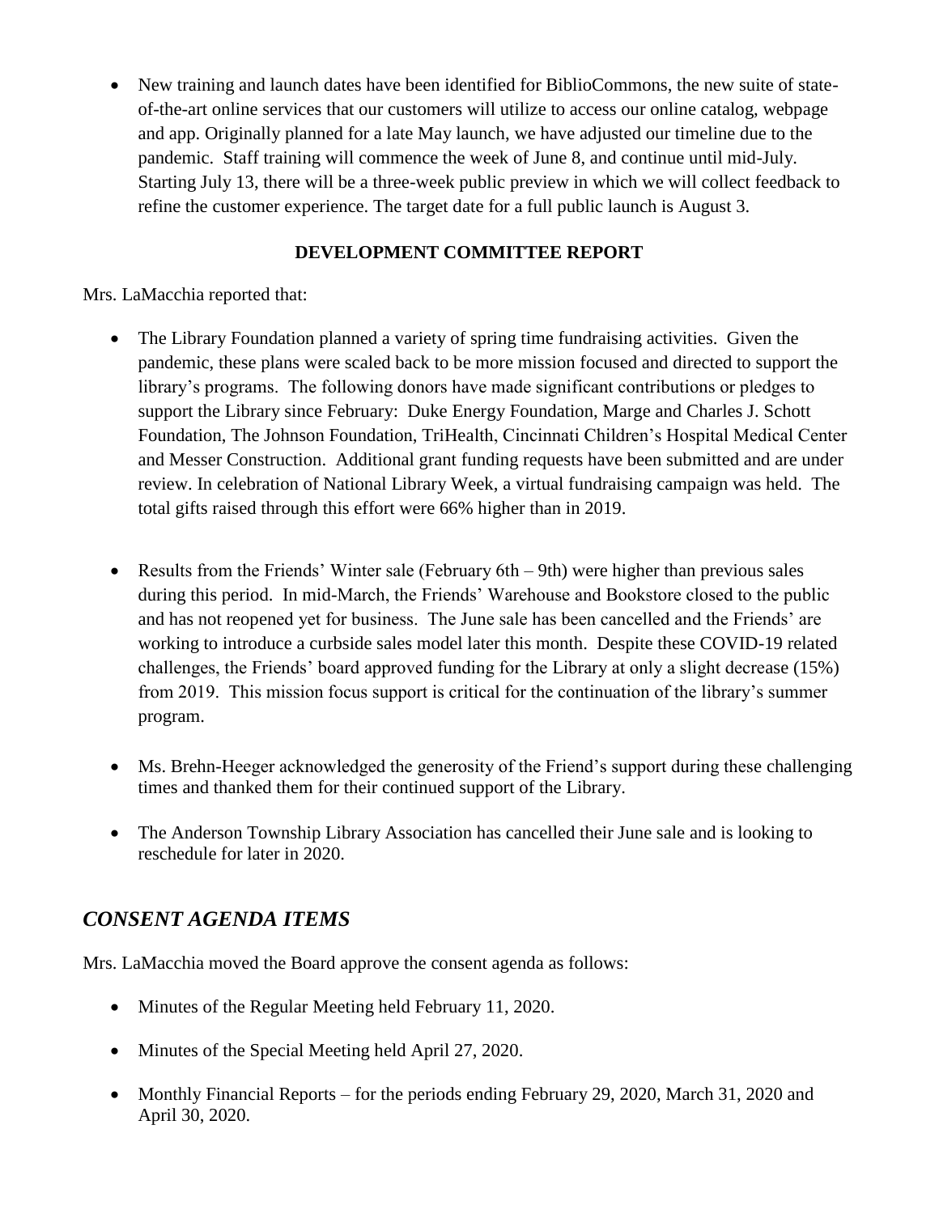- New training and launch dates have been identified for BiblioCommons, the new suite of state-of-the-art online services that our customers will utilize to access our online catalog, webpage and app. Originally planned for a late May launch, we have adjusted our timeline due to the pandemic. Staff training will commence the week of June 8, and continue until mid-July. Starting July 13, there will be a three-week public preview in which we will collect feedback to refine the customer experience. The target date for a full public launch is August 3.

**DEVELOPMENT COMMITTEE REPORT**

Mrs. LaMacchia reported that:

- The Library Foundation planned a variety of spring time fundraising activities. Given the pandemic, these plans were scaled back to be more mission focused and directed to support the library's programs. The following donors have made significant contributions or pledges to support the Library since February: Duke Energy Foundation, Marge and Charles J. Schott Foundation, The Johnson Foundation, TriHealth, Cincinnati Children's Hospital Medical Center and Messer Construction. Additional grant funding requests have been submitted and are under review. In celebration of National Library Week, a virtual fundraising campaign was held. The total gifts raised through this effort were 66% higher than in 2019.

- Results from the Friends' Winter sale (February 6th – 9th) were higher than previous sales during this period. In mid-March, the Friends' Warehouse and Bookstore closed to the public and has not reopened yet for business. The June sale has been cancelled and the Friends' are working to introduce a curbside sales model later this month. Despite these COVID-19 related challenges, the Friends' board approved funding for the Library at only a slight decrease (15%) from 2019. This mission focus support is critical for the continuation of the library's summer program.

- Ms. Brehn-Heeger acknowledged the generosity of the Friend's support during these challenging times and thanked them for their continued support of the Library.

- The Anderson Township Library Association has cancelled their June sale and is looking to reschedule for later in 2020.

## *CONSENT AGENDA ITEMS*

Mrs. LaMacchia moved the Board approve the consent agenda as follows:

- Minutes of the Regular Meeting held February 11, 2020.

- Minutes of the Special Meeting held April 27, 2020.

- Monthly Financial Reports – for the periods ending February 29, 2020, March 31, 2020 and April 30, 2020.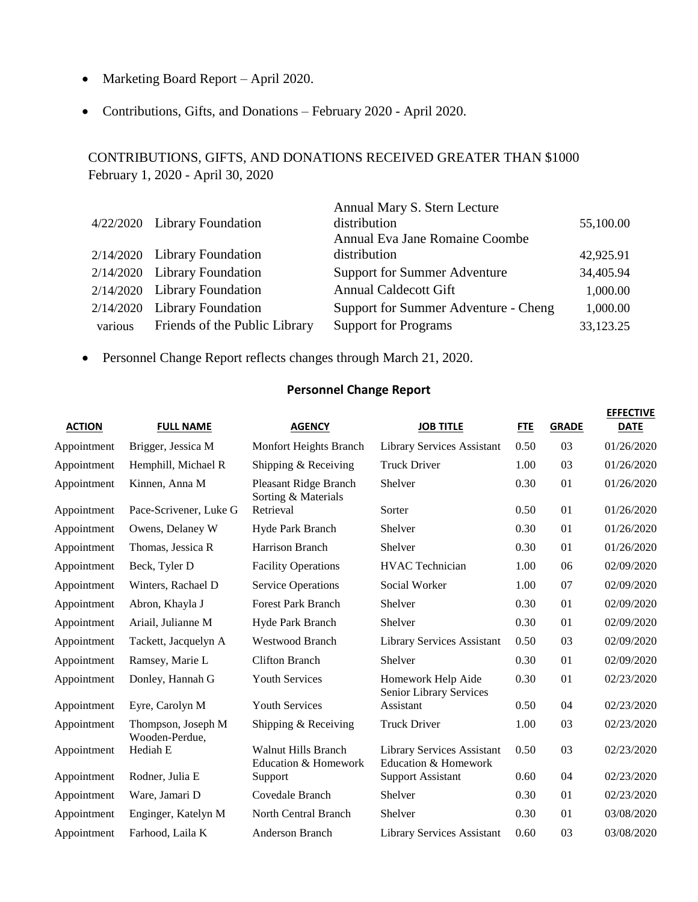- Marketing Board Report – April 2020.
- Contributions, Gifts, and Donations – February 2020 - April 2020.

CONTRIBUTIONS, GIFTS, AND DONATIONS RECEIVED GREATER THAN $1000
February 1, 2020 - April 30, 2020

| | | | |
|---|---|---|---|
| 4/22/2020 | Library Foundation | Annual Mary S. Stern Lecture distribution | 55,100.00 |
| 2/14/2020 | Library Foundation | Annual Eva Jane Romaine Coombe distribution | 42,925.91 |
| 2/14/2020 | Library Foundation | Support for Summer Adventure | 34,405.94 |
| 2/14/2020 | Library Foundation | Annual Caldecott Gift | 1,000.00 |
| 2/14/2020 | Library Foundation | Support for Summer Adventure - Cheng | 1,000.00 |
| various | Friends of the Public Library | Support for Programs | 33,123.25 |

- Personnel Change Report reflects changes through March 21, 2020.

## Personnel Change Report

| ACTION | FULL NAME | AGENCY | JOB TITLE | FTE | GRADE | EFFECTIVE DATE |
|---|---|---|---|---|---|---|
| Appointment | Brigger, Jessica M | Monfort Heights Branch | Library Services Assistant | 0.50 | 03 | 01/26/2020 |
| Appointment | Hemphill, Michael R | Shipping & Receiving | Truck Driver | 1.00 | 03 | 01/26/2020 |
| Appointment | Kinnen, Anna M | Pleasant Ridge Branch | Shelver | 0.30 | 01 | 01/26/2020 |
| Appointment | Pace-Scrivener, Luke G | Sorting & Materials Retrieval | Sorter | 0.50 | 01 | 01/26/2020 |
| Appointment | Owens, Delaney W | Hyde Park Branch | Shelver | 0.30 | 01 | 01/26/2020 |
| Appointment | Thomas, Jessica R | Harrison Branch | Shelver | 0.30 | 01 | 01/26/2020 |
| Appointment | Beck, Tyler D | Facility Operations | HVAC Technician | 1.00 | 06 | 02/09/2020 |
| Appointment | Winters, Rachael D | Service Operations | Social Worker | 1.00 | 07 | 02/09/2020 |
| Appointment | Abron, Khayla J | Forest Park Branch | Shelver | 0.30 | 01 | 02/09/2020 |
| Appointment | Ariail, Julianne M | Hyde Park Branch | Shelver | 0.30 | 01 | 02/09/2020 |
| Appointment | Tackett, Jacquelyn A | Westwood Branch | Library Services Assistant | 0.50 | 03 | 02/09/2020 |
| Appointment | Ramsey, Marie L | Clifton Branch | Shelver | 0.30 | 01 | 02/09/2020 |
| Appointment | Donley, Hannah G | Youth Services | Homework Help Aide | 0.30 | 01 | 02/23/2020 |
| Appointment | Eyre, Carolyn M | Youth Services | Senior Library Services Assistant | 0.50 | 04 | 02/23/2020 |
| Appointment | Thompson, Joseph M | Shipping & Receiving | Truck Driver | 1.00 | 03 | 02/23/2020 |
| Appointment | Wooden-Perdue, Hediah E | Walnut Hills Branch | Library Services Assistant | 0.50 | 03 | 02/23/2020 |
| Appointment | Rodner, Julia E | Education & Homework Support | Education & Homework Support Assistant | 0.60 | 04 | 02/23/2020 |
| Appointment | Ware, Jamari D | Covedale Branch | Shelver | 0.30 | 01 | 02/23/2020 |
| Appointment | Enginger, Katelyn M | North Central Branch | Shelver | 0.30 | 01 | 03/08/2020 |
| Appointment | Farhood, Laila K | Anderson Branch | Library Services Assistant | 0.60 | 03 | 03/08/2020 |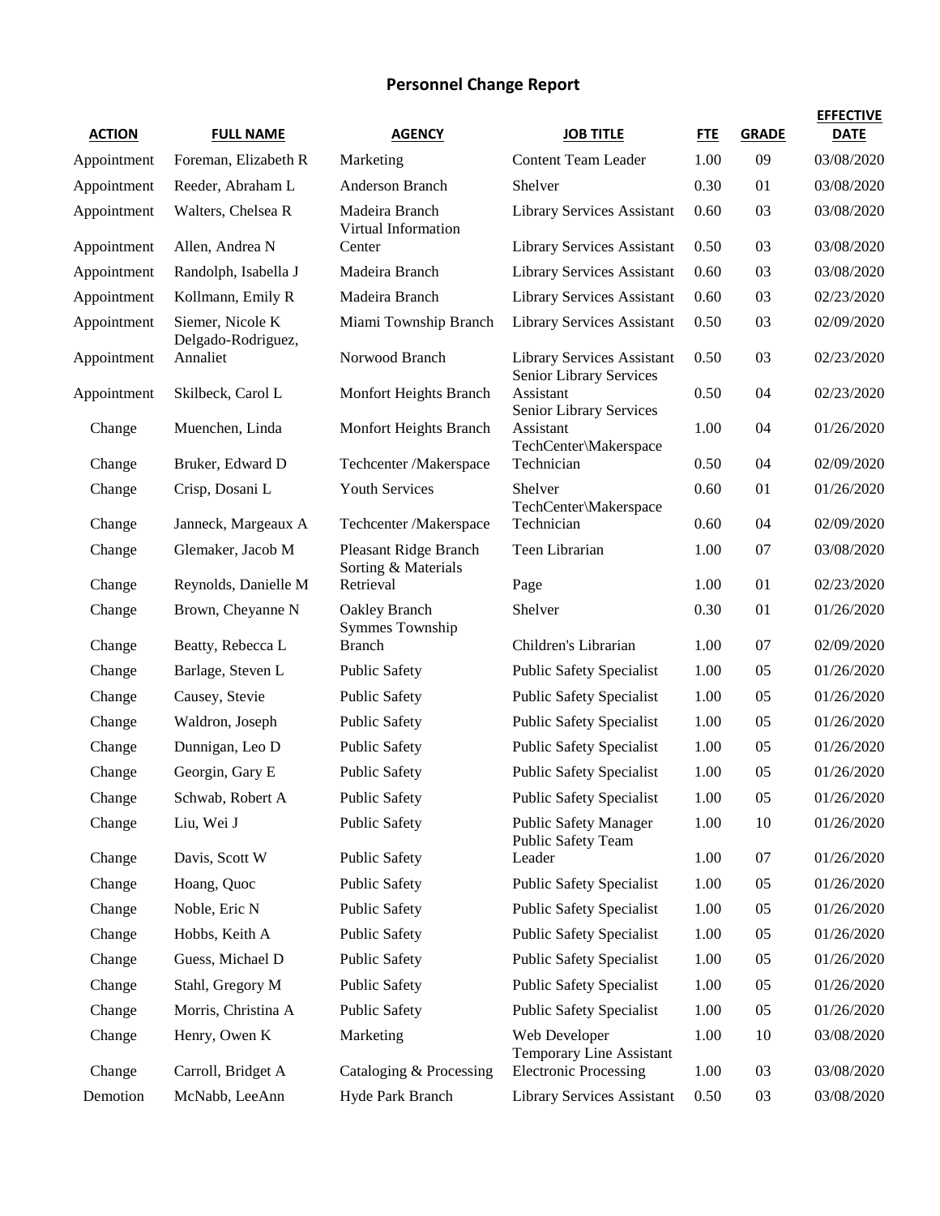## Personnel Change Report

| ACTION | FULL NAME | AGENCY | JOB TITLE | FTE | GRADE | EFFECTIVE DATE |
|---|---|---|---|---|---|---|
| Appointment | Foreman, Elizabeth R | Marketing | Content Team Leader | 1.00 | 09 | 03/08/2020 |
| Appointment | Reeder, Abraham L | Anderson Branch | Shelver | 0.30 | 01 | 03/08/2020 |
| Appointment | Walters, Chelsea R | Madeira Branch | Library Services Assistant | 0.60 | 03 | 03/08/2020 |
| Appointment | Allen, Andrea N | Virtual Information Center | Library Services Assistant | 0.50 | 03 | 03/08/2020 |
| Appointment | Randolph, Isabella J | Madeira Branch | Library Services Assistant | 0.60 | 03 | 03/08/2020 |
| Appointment | Kollmann, Emily R | Madeira Branch | Library Services Assistant | 0.60 | 03 | 02/23/2020 |
| Appointment | Siemer, Nicole K | Miami Township Branch | Library Services Assistant | 0.50 | 03 | 02/09/2020 |
| Appointment | Delgado-Rodriguez, Annaliet | Norwood Branch | Library Services Assistant | 0.50 | 03 | 02/23/2020 |
| Appointment | Skilbeck, Carol L | Monfort Heights Branch | Senior Library Services Assistant | 0.50 | 04 | 02/23/2020 |
| Change | Muenchen, Linda | Monfort Heights Branch | Senior Library Services Assistant | 1.00 | 04 | 01/26/2020 |
| Change | Bruker, Edward D | Techcenter /Makerspace | TechCenter\Makerspace Technician | 0.50 | 04 | 02/09/2020 |
| Change | Crisp, Dosani L | Youth Services | Shelver | 0.60 | 01 | 01/26/2020 |
| Change | Janneck, Margeaux A | Techcenter /Makerspace | TechCenter\Makerspace Technician | 0.60 | 04 | 02/09/2020 |
| Change | Glemaker, Jacob M | Pleasant Ridge Branch | Teen Librarian | 1.00 | 07 | 03/08/2020 |
| Change | Reynolds, Danielle M | Sorting & Materials Retrieval | Page | 1.00 | 01 | 02/23/2020 |
| Change | Brown, Cheyanne N | Oakley Branch | Shelver | 0.30 | 01 | 01/26/2020 |
| Change | Beatty, Rebecca L | Symmes Township Branch | Children's Librarian | 1.00 | 07 | 02/09/2020 |
| Change | Barlage, Steven L | Public Safety | Public Safety Specialist | 1.00 | 05 | 01/26/2020 |
| Change | Causey, Stevie | Public Safety | Public Safety Specialist | 1.00 | 05 | 01/26/2020 |
| Change | Waldron, Joseph | Public Safety | Public Safety Specialist | 1.00 | 05 | 01/26/2020 |
| Change | Dunnigan, Leo D | Public Safety | Public Safety Specialist | 1.00 | 05 | 01/26/2020 |
| Change | Georgin, Gary E | Public Safety | Public Safety Specialist | 1.00 | 05 | 01/26/2020 |
| Change | Schwab, Robert A | Public Safety | Public Safety Specialist | 1.00 | 05 | 01/26/2020 |
| Change | Liu, Wei J | Public Safety | Public Safety Manager | 1.00 | 10 | 01/26/2020 |
| Change | Davis, Scott W | Public Safety | Public Safety Team Leader | 1.00 | 07 | 01/26/2020 |
| Change | Hoang, Quoc | Public Safety | Public Safety Specialist | 1.00 | 05 | 01/26/2020 |
| Change | Noble, Eric N | Public Safety | Public Safety Specialist | 1.00 | 05 | 01/26/2020 |
| Change | Hobbs, Keith A | Public Safety | Public Safety Specialist | 1.00 | 05 | 01/26/2020 |
| Change | Guess, Michael D | Public Safety | Public Safety Specialist | 1.00 | 05 | 01/26/2020 |
| Change | Stahl, Gregory M | Public Safety | Public Safety Specialist | 1.00 | 05 | 01/26/2020 |
| Change | Morris, Christina A | Public Safety | Public Safety Specialist | 1.00 | 05 | 01/26/2020 |
| Change | Henry, Owen K | Marketing | Web Developer | 1.00 | 10 | 03/08/2020 |
| Change | Carroll, Bridget A | Cataloging & Processing | Temporary Line Assistant Electronic Processing | 1.00 | 03 | 03/08/2020 |
| Demotion | McNabb, LeeAnn | Hyde Park Branch | Library Services Assistant | 0.50 | 03 | 03/08/2020 |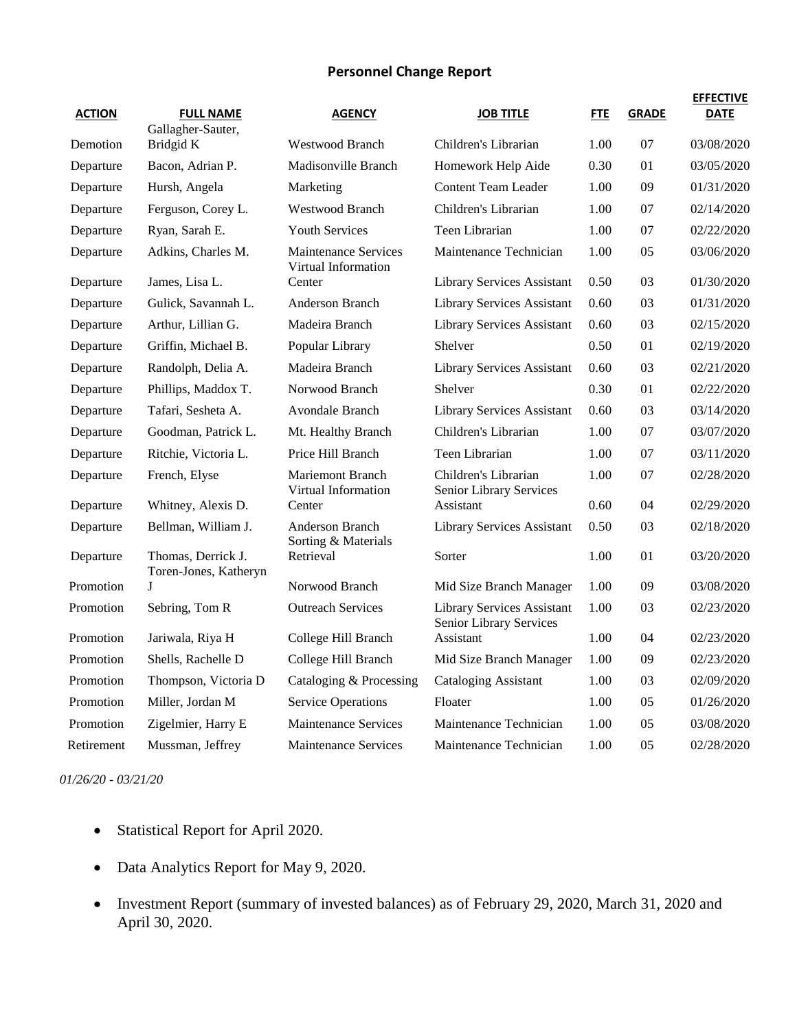## Personnel Change Report

| ACTION | FULL NAME | AGENCY | JOB TITLE | FTE | GRADE | EFFECTIVE DATE |
|---|---|---|---|---|---|---|
| Demotion | Gallagher-Sauter, Bridgid K | Westwood Branch | Children's Librarian | 1.00 | 07 | 03/08/2020 |
| Departure | Bacon, Adrian P. | Madisonville Branch | Homework Help Aide | 0.30 | 01 | 03/05/2020 |
| Departure | Hursh, Angela | Marketing | Content Team Leader | 1.00 | 09 | 01/31/2020 |
| Departure | Ferguson, Corey L. | Westwood Branch | Children's Librarian | 1.00 | 07 | 02/14/2020 |
| Departure | Ryan, Sarah E. | Youth Services | Teen Librarian | 1.00 | 07 | 02/22/2020 |
| Departure | Adkins, Charles M. | Maintenance Services | Maintenance Technician | 1.00 | 05 | 03/06/2020 |
| Departure | James, Lisa L. | Virtual Information Center | Library Services Assistant | 0.50 | 03 | 01/30/2020 |
| Departure | Gulick, Savannah L. | Anderson Branch | Library Services Assistant | 0.60 | 03 | 01/31/2020 |
| Departure | Arthur, Lillian G. | Madeira Branch | Library Services Assistant | 0.60 | 03 | 02/15/2020 |
| Departure | Griffin, Michael B. | Popular Library | Shelver | 0.50 | 01 | 02/19/2020 |
| Departure | Randolph, Delia A. | Madeira Branch | Library Services Assistant | 0.60 | 03 | 02/21/2020 |
| Departure | Phillips, Maddox T. | Norwood Branch | Shelver | 0.30 | 01 | 02/22/2020 |
| Departure | Tafari, Sesheta A. | Avondale Branch | Library Services Assistant | 0.60 | 03 | 03/14/2020 |
| Departure | Goodman, Patrick L. | Mt. Healthy Branch | Children's Librarian | 1.00 | 07 | 03/07/2020 |
| Departure | Ritchie, Victoria L. | Price Hill Branch | Teen Librarian | 1.00 | 07 | 03/11/2020 |
| Departure | French, Elyse | Mariemont Branch | Children's Librarian | 1.00 | 07 | 02/28/2020 |
| Departure | Whitney, Alexis D. | Virtual Information Center | Senior Library Services Assistant | 0.60 | 04 | 02/29/2020 |
| Departure | Bellman, William J. | Anderson Branch | Library Services Assistant | 0.50 | 03 | 02/18/2020 |
| Departure | Thomas, Derrick J. | Sorting & Materials Retrieval | Sorter | 1.00 | 01 | 03/20/2020 |
| Promotion | Toren-Jones, Katheryn J | Norwood Branch | Mid Size Branch Manager | 1.00 | 09 | 03/08/2020 |
| Promotion | Sebring, Tom R | Outreach Services | Library Services Assistant | 1.00 | 03 | 02/23/2020 |
| Promotion | Jariwala, Riya H | College Hill Branch | Senior Library Services Assistant | 1.00 | 04 | 02/23/2020 |
| Promotion | Shells, Rachelle D | College Hill Branch | Mid Size Branch Manager | 1.00 | 09 | 02/23/2020 |
| Promotion | Thompson, Victoria D | Cataloging & Processing | Cataloging Assistant | 1.00 | 03 | 02/09/2020 |
| Promotion | Miller, Jordan M | Service Operations | Floater | 1.00 | 05 | 01/26/2020 |
| Promotion | Zigelmier, Harry E | Maintenance Services | Maintenance Technician | 1.00 | 05 | 03/08/2020 |
| Retirement | Mussman, Jeffrey | Maintenance Services | Maintenance Technician | 1.00 | 05 | 02/28/2020 |

*01/26/20 - 03/21/20*

- Statistical Report for April 2020.
- Data Analytics Report for May 9, 2020.
- Investment Report (summary of invested balances) as of February 29, 2020, March 31, 2020 and April 30, 2020.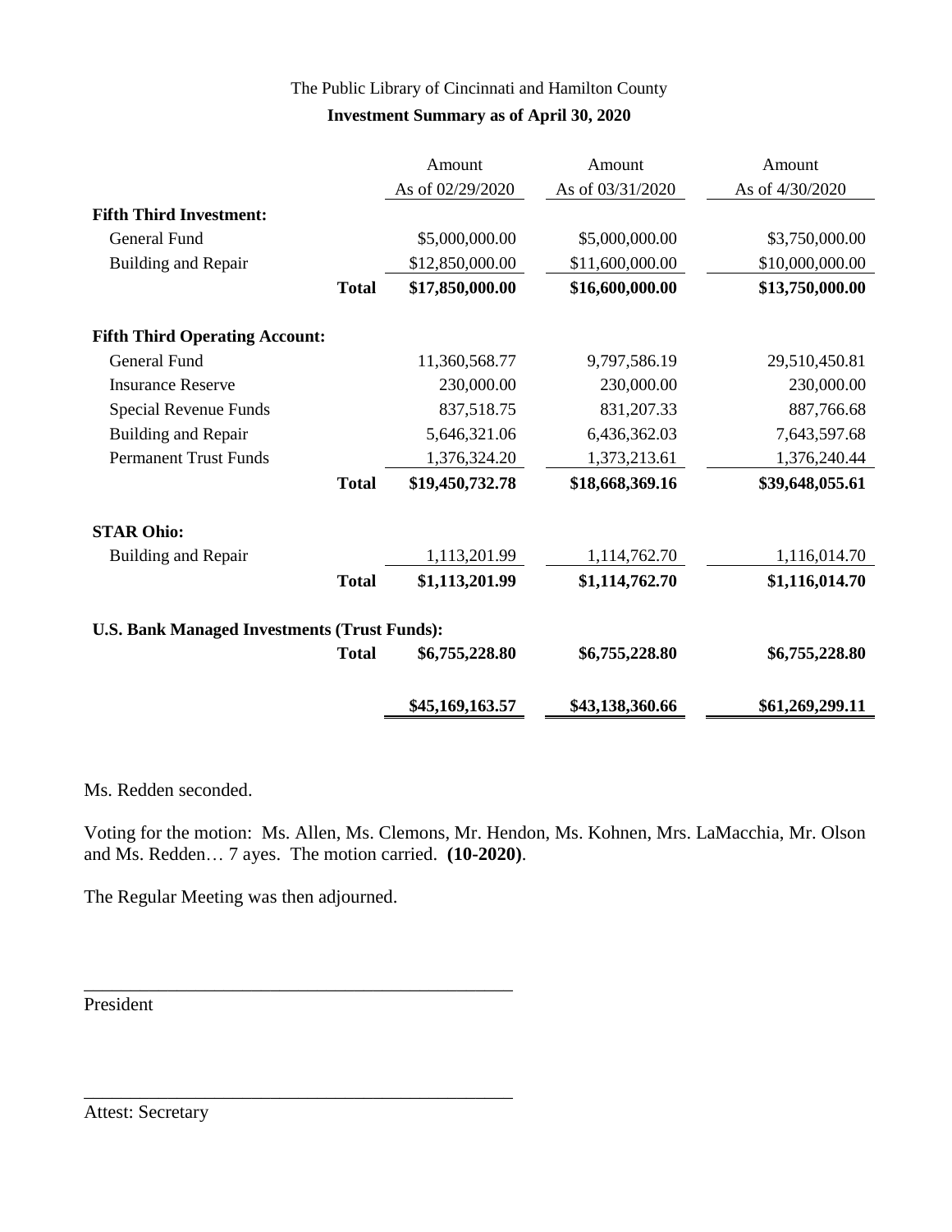The Public Library of Cincinnati and Hamilton County

**Investment Summary as of April 30, 2020**

| | | Amount As of 02/29/2020 | Amount As of 03/31/2020 | Amount As of 4/30/2020 |
|---|---|---|---|---|
| **Fifth Third Investment:** | | | | |
| General Fund | | $5,000,000.00 | $5,000,000.00 | $3,750,000.00 |
| Building and Repair | | $12,850,000.00 | $11,600,000.00 | $10,000,000.00 |
| | **Total** | **$17,850,000.00** | **$16,600,000.00** | **$13,750,000.00** |
| **Fifth Third Operating Account:** | | | | |
| General Fund | | 11,360,568.77 | 9,797,586.19 | 29,510,450.81 |
| Insurance Reserve | | 230,000.00 | 230,000.00 | 230,000.00 |
| Special Revenue Funds | | 837,518.75 | 831,207.33 | 887,766.68 |
| Building and Repair | | 5,646,321.06 | 6,436,362.03 | 7,643,597.68 |
| Permanent Trust Funds | | 1,376,324.20 | 1,373,213.61 | 1,376,240.44 |
| | **Total** | **$19,450,732.78** | **$18,668,369.16** | **$39,648,055.61** |
| **STAR Ohio:** | | | | |
| Building and Repair | | 1,113,201.99 | 1,114,762.70 | 1,116,014.70 |
| | **Total** | **$1,113,201.99** | **$1,114,762.70** | **$1,116,014.70** |
| **U.S. Bank Managed Investments (Trust Funds):** | | | | |
| | **Total** | **$6,755,228.80** | **$6,755,228.80** | **$6,755,228.80** |
| | | **$45,169,163.57** | **$43,138,360.66** | **$61,269,299.11** |

Ms. Redden seconded.

Voting for the motion: Ms. Allen, Ms. Clemons, Mr. Hendon, Ms. Kohnen, Mrs. LaMacchia, Mr. Olson and Ms. Redden… 7 ayes. The motion carried. **(10-2020)**.

The Regular Meeting was then adjourned.

_______________________________________________

President

_______________________________________________

Attest: Secretary